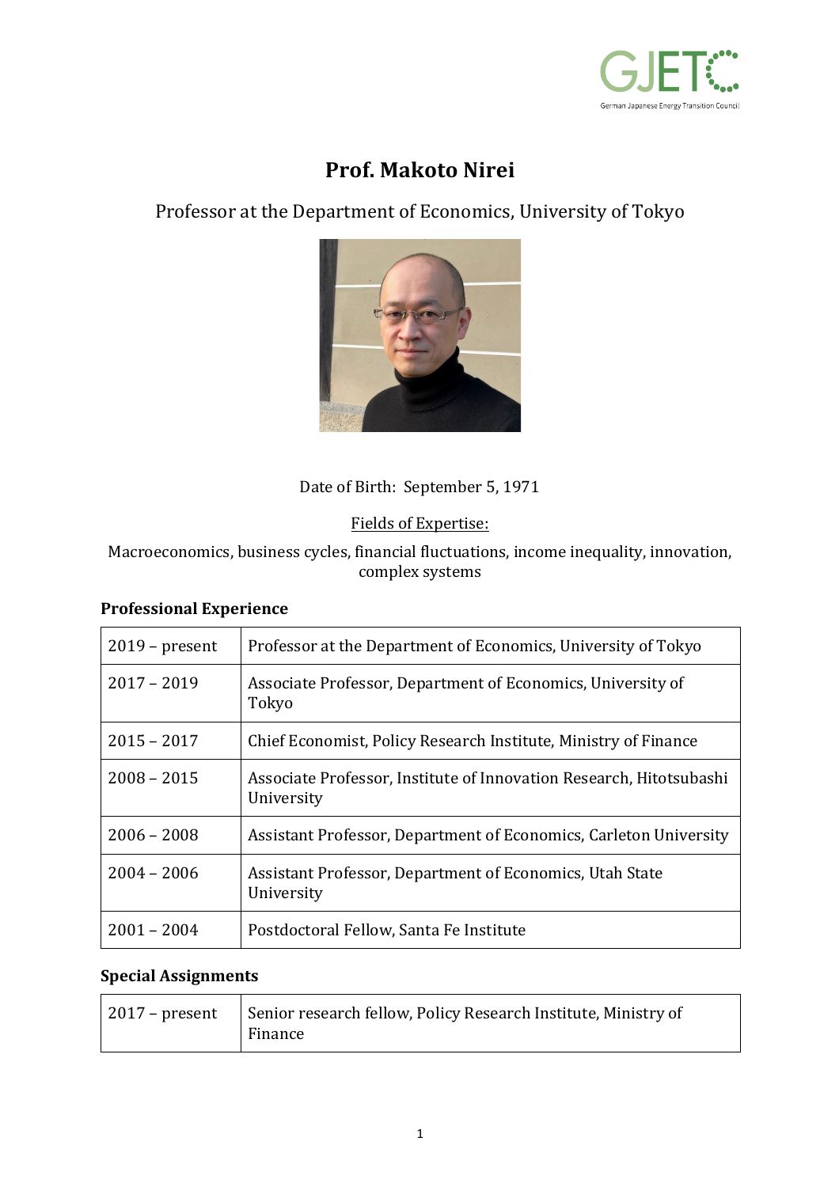# Prof. Makoto Nirei

Professor at the Department of Economics, University of Tokyo

Date of Birth: September 5, 1971

Fields of Expertise:

Macroeconomics, business cycles, financial fluctuations, income inequality, innovation, complex systems

## Professional Experience

| | |
|---|---|
| 2019 – present | Professor at the Department of Economics, University of Tokyo |
| 2017 – 2019 | Associate Professor, Department of Economics, University of Tokyo |
| 2015 – 2017 | Chief Economist, Policy Research Institute, Ministry of Finance |
| 2008 – 2015 | Associate Professor, Institute of Innovation Research, Hitotsubashi University |
| 2006 – 2008 | Assistant Professor, Department of Economics, Carleton University |
| 2004 – 2006 | Assistant Professor, Department of Economics, Utah State University |
| 2001 – 2004 | Postdoctoral Fellow, Santa Fe Institute |

## Special Assignments

| | |
|---|---|
| 2017 – present | Senior research fellow, Policy Research Institute, Ministry of Finance |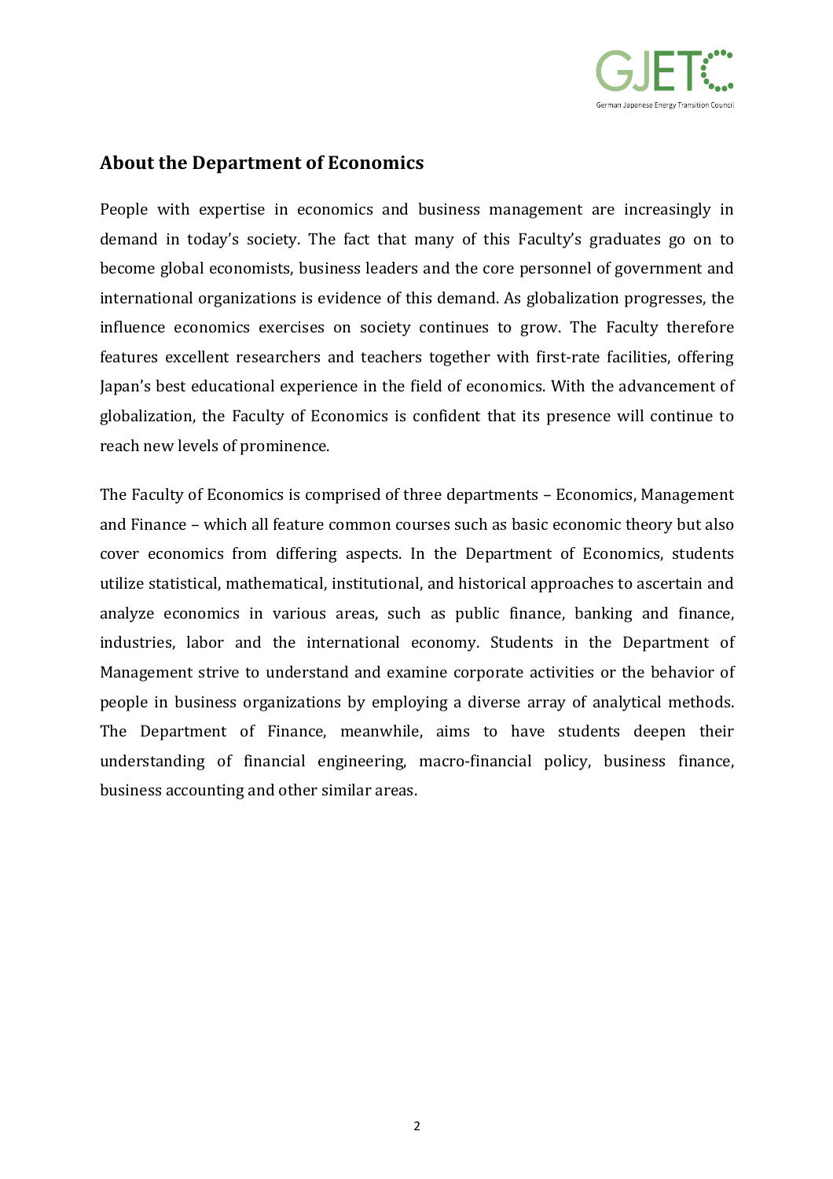## About the Department of Economics

People with expertise in economics and business management are increasingly in demand in today's society. The fact that many of this Faculty's graduates go on to become global economists, business leaders and the core personnel of government and international organizations is evidence of this demand. As globalization progresses, the influence economics exercises on society continues to grow. The Faculty therefore features excellent researchers and teachers together with first-rate facilities, offering Japan's best educational experience in the field of economics. With the advancement of globalization, the Faculty of Economics is confident that its presence will continue to reach new levels of prominence.

The Faculty of Economics is comprised of three departments – Economics, Management and Finance – which all feature common courses such as basic economic theory but also cover economics from differing aspects. In the Department of Economics, students utilize statistical, mathematical, institutional, and historical approaches to ascertain and analyze economics in various areas, such as public finance, banking and finance, industries, labor and the international economy. Students in the Department of Management strive to understand and examine corporate activities or the behavior of people in business organizations by employing a diverse array of analytical methods. The Department of Finance, meanwhile, aims to have students deepen their understanding of financial engineering, macro-financial policy, business finance, business accounting and other similar areas.